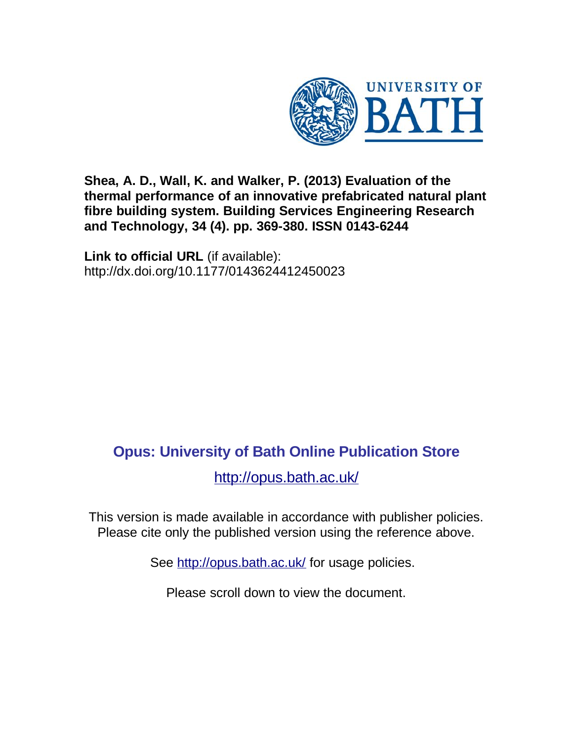UNIVERSITY OF BATH

**Shea, A. D., Wall, K. and Walker, P. (2013) Evaluation of the thermal performance of an innovative prefabricated natural plant fibre building system. Building Services Engineering Research and Technology, 34 (4). pp. 369-380. ISSN 0143-6244**

**Link to official URL** (if available):
http://dx.doi.org/10.1177/0143624412450023

## Opus: University of Bath Online Publication Store

http://opus.bath.ac.uk/

This version is made available in accordance with publisher policies. Please cite only the published version using the reference above.

See http://opus.bath.ac.uk/ for usage policies.

Please scroll down to view the document.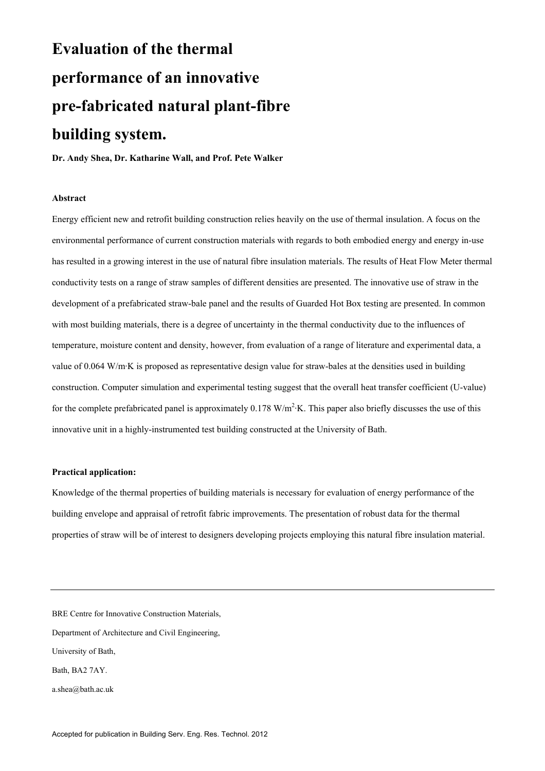# Evaluation of the thermal performance of an innovative pre-fabricated natural plant-fibre building system.

**Dr. Andy Shea, Dr. Katharine Wall, and Prof. Pete Walker**

#### Abstract

Energy efficient new and retrofit building construction relies heavily on the use of thermal insulation. A focus on the environmental performance of current construction materials with regards to both embodied energy and energy in-use has resulted in a growing interest in the use of natural fibre insulation materials. The results of Heat Flow Meter thermal conductivity tests on a range of straw samples of different densities are presented. The innovative use of straw in the development of a prefabricated straw-bale panel and the results of Guarded Hot Box testing are presented. In common with most building materials, there is a degree of uncertainty in the thermal conductivity due to the influences of temperature, moisture content and density, however, from evaluation of a range of literature and experimental data, a value of 0.064 W/m·K is proposed as representative design value for straw-bales at the densities used in building construction. Computer simulation and experimental testing suggest that the overall heat transfer coefficient (U-value) for the complete prefabricated panel is approximately 0.178 $W/m^2{\cdot}K$. This paper also briefly discusses the use of this innovative unit in a highly-instrumented test building constructed at the University of Bath.

#### Practical application:

Knowledge of the thermal properties of building materials is necessary for evaluation of energy performance of the building envelope and appraisal of retrofit fabric improvements. The presentation of robust data for the thermal properties of straw will be of interest to designers developing projects employing this natural fibre insulation material.

---

BRE Centre for Innovative Construction Materials,

Department of Architecture and Civil Engineering,

University of Bath,

Bath, BA2 7AY.

a.shea@bath.ac.uk

Accepted for publication in Building Serv. Eng. Res. Technol. 2012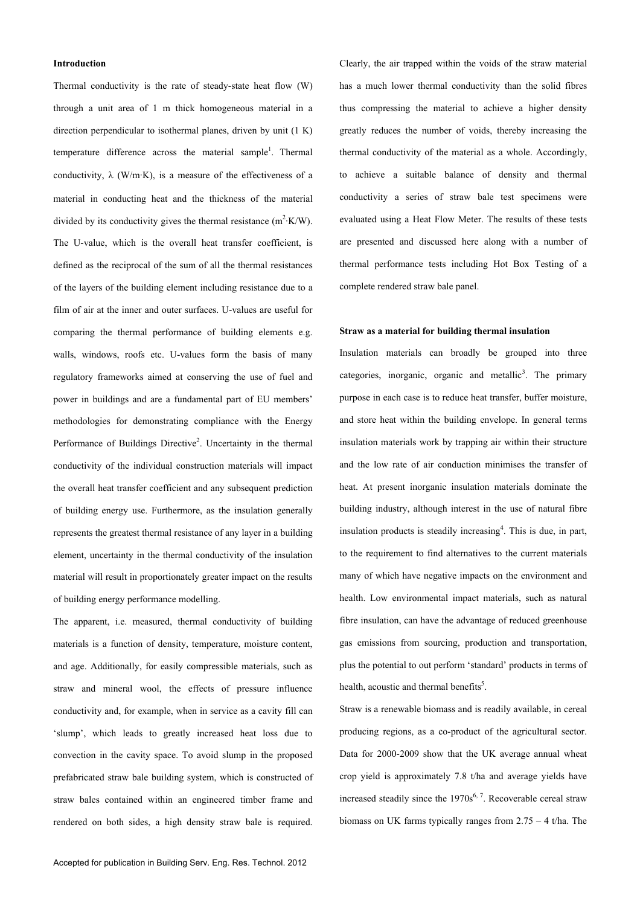## Introduction

Thermal conductivity is the rate of steady-state heat flow (W) through a unit area of 1 m thick homogeneous material in a direction perpendicular to isothermal planes, driven by unit (1 K) temperature difference across the material sample[1]. Thermal conductivity, $\lambda$ (W/m·K), is a measure of the effectiveness of a material in conducting heat and the thickness of the material divided by its conductivity gives the thermal resistance ($m^2$·K/W). The U-value, which is the overall heat transfer coefficient, is defined as the reciprocal of the sum of all the thermal resistances of the layers of the building element including resistance due to a film of air at the inner and outer surfaces. U-values are useful for comparing the thermal performance of building elements e.g. walls, windows, roofs etc. U-values form the basis of many regulatory frameworks aimed at conserving the use of fuel and power in buildings and are a fundamental part of EU members' methodologies for demonstrating compliance with the Energy Performance of Buildings Directive[2]. Uncertainty in the thermal conductivity of the individual construction materials will impact the overall heat transfer coefficient and any subsequent prediction of building energy use. Furthermore, as the insulation generally represents the greatest thermal resistance of any layer in a building element, uncertainty in the thermal conductivity of the insulation material will result in proportionately greater impact on the results of building energy performance modelling.

The apparent, i.e. measured, thermal conductivity of building materials is a function of density, temperature, moisture content, and age. Additionally, for easily compressible materials, such as straw and mineral wool, the effects of pressure influence conductivity and, for example, when in service as a cavity fill can 'slump', which leads to greatly increased heat loss due to convection in the cavity space. To avoid slump in the proposed prefabricated straw bale building system, which is constructed of straw bales contained within an engineered timber frame and rendered on both sides, a high density straw bale is required. Clearly, the air trapped within the voids of the straw material has a much lower thermal conductivity than the solid fibres thus compressing the material to achieve a higher density greatly reduces the number of voids, thereby increasing the thermal conductivity of the material as a whole. Accordingly, to achieve a suitable balance of density and thermal conductivity a series of straw bale test specimens were evaluated using a Heat Flow Meter. The results of these tests are presented and discussed here along with a number of thermal performance tests including Hot Box Testing of a complete rendered straw bale panel.

## Straw as a material for building thermal insulation

Insulation materials can broadly be grouped into three categories, inorganic, organic and metallic[3]. The primary purpose in each case is to reduce heat transfer, buffer moisture, and store heat within the building envelope. In general terms insulation materials work by trapping air within their structure and the low rate of air conduction minimises the transfer of heat. At present inorganic insulation materials dominate the building industry, although interest in the use of natural fibre insulation products is steadily increasing[4]. This is due, in part, to the requirement to find alternatives to the current materials many of which have negative impacts on the environment and health. Low environmental impact materials, such as natural fibre insulation, can have the advantage of reduced greenhouse gas emissions from sourcing, production and transportation, plus the potential to out perform 'standard' products in terms of health, acoustic and thermal benefits[5].

Straw is a renewable biomass and is readily available, in cereal producing regions, as a co-product of the agricultural sector. Data for 2000-2009 show that the UK average annual wheat crop yield is approximately 7.8 t/ha and average yields have increased steadily since the 1970s[6, 7]. Recoverable cereal straw biomass on UK farms typically ranges from 2.75 – 4 t/ha. The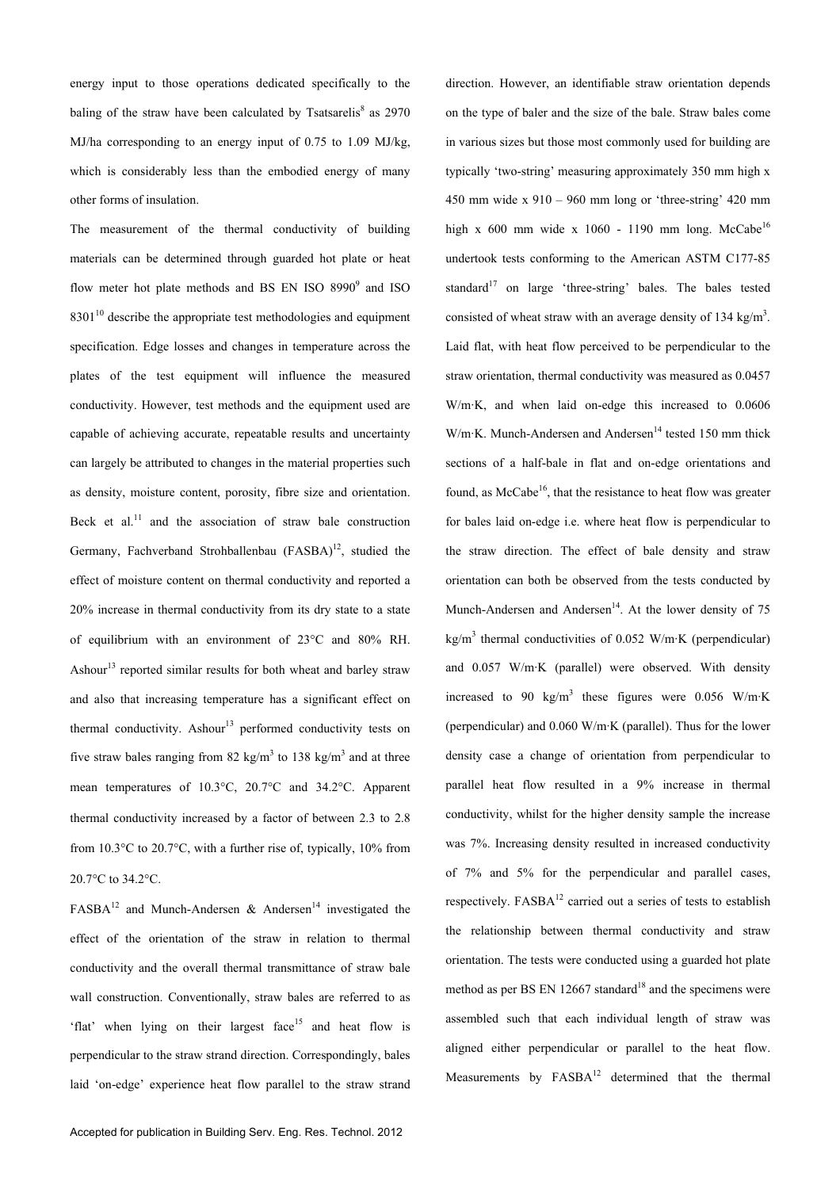energy input to those operations dedicated specifically to the baling of the straw have been calculated by Tsatsarelis[8] as 2970 MJ/ha corresponding to an energy input of 0.75 to 1.09 MJ/kg, which is considerably less than the embodied energy of many other forms of insulation.

The measurement of the thermal conductivity of building materials can be determined through guarded hot plate or heat flow meter hot plate methods and BS EN ISO 8990[9] and ISO 8301[10] describe the appropriate test methodologies and equipment specification. Edge losses and changes in temperature across the plates of the test equipment will influence the measured conductivity. However, test methods and the equipment used are capable of achieving accurate, repeatable results and uncertainty can largely be attributed to changes in the material properties such as density, moisture content, porosity, fibre size and orientation. Beck et al.[11] and the association of straw bale construction Germany, Fachverband Strohballenbau (FASBA)[12], studied the effect of moisture content on thermal conductivity and reported a 20% increase in thermal conductivity from its dry state to a state of equilibrium with an environment of 23°C and 80% RH. Ashour[13] reported similar results for both wheat and barley straw and also that increasing temperature has a significant effect on thermal conductivity. Ashour[13] performed conductivity tests on five straw bales ranging from 82 kg/m$^3$ to 138 kg/m$^3$ and at three mean temperatures of 10.3°C, 20.7°C and 34.2°C. Apparent thermal conductivity increased by a factor of between 2.3 to 2.8 from 10.3°C to 20.7°C, with a further rise of, typically, 10% from 20.7°C to 34.2°C.

FASBA[12] and Munch-Andersen & Andersen[14] investigated the effect of the orientation of the straw in relation to thermal conductivity and the overall thermal transmittance of straw bale wall construction. Conventionally, straw bales are referred to as 'flat' when lying on their largest face[15] and heat flow is perpendicular to the straw strand direction. Correspondingly, bales laid 'on-edge' experience heat flow parallel to the straw strand direction. However, an identifiable straw orientation depends on the type of baler and the size of the bale. Straw bales come in various sizes but those most commonly used for building are typically 'two-string' measuring approximately 350 mm high x 450 mm wide x 910 – 960 mm long or 'three-string' 420 mm high x 600 mm wide x 1060 - 1190 mm long. McCabe[16] undertook tests conforming to the American ASTM C177-85 standard[17] on large 'three-string' bales. The bales tested consisted of wheat straw with an average density of 134 kg/m$^3$. Laid flat, with heat flow perceived to be perpendicular to the straw orientation, thermal conductivity was measured as 0.0457 W/m·K, and when laid on-edge this increased to 0.0606 W/m·K. Munch-Andersen and Andersen[14] tested 150 mm thick sections of a half-bale in flat and on-edge orientations and found, as McCabe[16], that the resistance to heat flow was greater for bales laid on-edge i.e. where heat flow is perpendicular to the straw direction. The effect of bale density and straw orientation can both be observed from the tests conducted by Munch-Andersen and Andersen[14]. At the lower density of 75 kg/m$^3$ thermal conductivities of 0.052 W/m·K (perpendicular) and 0.057 W/m·K (parallel) were observed. With density increased to 90 kg/m$^3$ these figures were 0.056 W/m·K (perpendicular) and 0.060 W/m·K (parallel). Thus for the lower density case a change of orientation from perpendicular to parallel heat flow resulted in a 9% increase in thermal conductivity, whilst for the higher density sample the increase was 7%. Increasing density resulted in increased conductivity of 7% and 5% for the perpendicular and parallel cases, respectively. FASBA[12] carried out a series of tests to establish the relationship between thermal conductivity and straw orientation. The tests were conducted using a guarded hot plate method as per BS EN 12667 standard[18] and the specimens were assembled such that each individual length of straw was aligned either perpendicular or parallel to the heat flow. Measurements by FASBA[12] determined that the thermal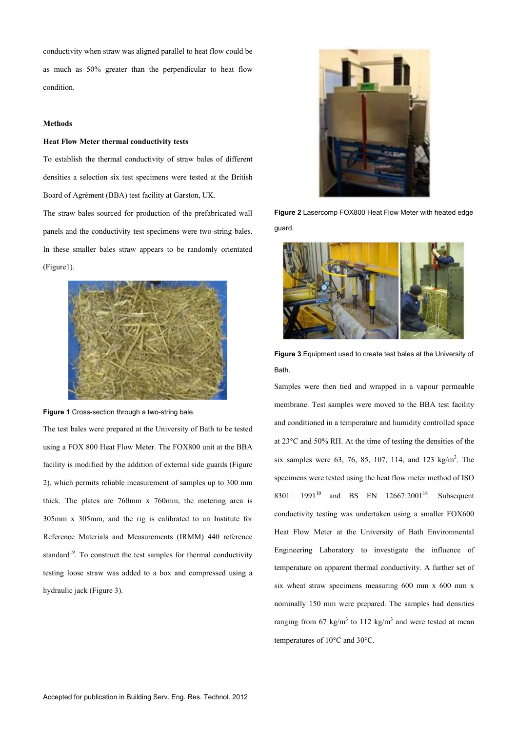conductivity when straw was aligned parallel to heat flow could be as much as 50% greater than the perpendicular to heat flow condition.

## Methods

### Heat Flow Meter thermal conductivity tests

To establish the thermal conductivity of straw bales of different densities a selection six test specimens were tested at the British Board of Agrément (BBA) test facility at Garston, UK.

The straw bales sourced for production of the prefabricated wall panels and the conductivity test specimens were two-string bales. In these smaller bales straw appears to be randomly orientated (Figure1).

**Figure 1** Cross-section through a two-string bale.

The test bales were prepared at the University of Bath to be tested using a FOX 800 Heat Flow Meter. The FOX800 unit at the BBA facility is modified by the addition of external side guards (Figure 2), which permits reliable measurement of samples up to 300 mm thick. The plates are 760mm x 760mm, the metering area is 305mm x 305mm, and the rig is calibrated to an Institute for Reference Materials and Measurements (IRMM) 440 reference standard[19]. To construct the test samples for thermal conductivity testing loose straw was added to a box and compressed using a hydraulic jack (Figure 3).

**Figure 2** Lasercomp FOX800 Heat Flow Meter with heated edge guard.

**Figure 3** Equipment used to create test bales at the University of Bath.

Samples were then tied and wrapped in a vapour permeable membrane. Test samples were moved to the BBA test facility and conditioned in a temperature and humidity controlled space at 23°C and 50% RH. At the time of testing the densities of the six samples were 63, 76, 85, 107, 114, and 123 kg/m$^3$. The specimens were tested using the heat flow meter method of ISO 8301: 1991[10] and BS EN 12667:2001[18]. Subsequent conductivity testing was undertaken using a smaller FOX600 Heat Flow Meter at the University of Bath Environmental Engineering Laboratory to investigate the influence of temperature on apparent thermal conductivity. A further set of six wheat straw specimens measuring 600 mm x 600 mm x nominally 150 mm were prepared. The samples had densities ranging from 67 kg/m$^3$ to 112 kg/m$^3$ and were tested at mean temperatures of 10°C and 30°C.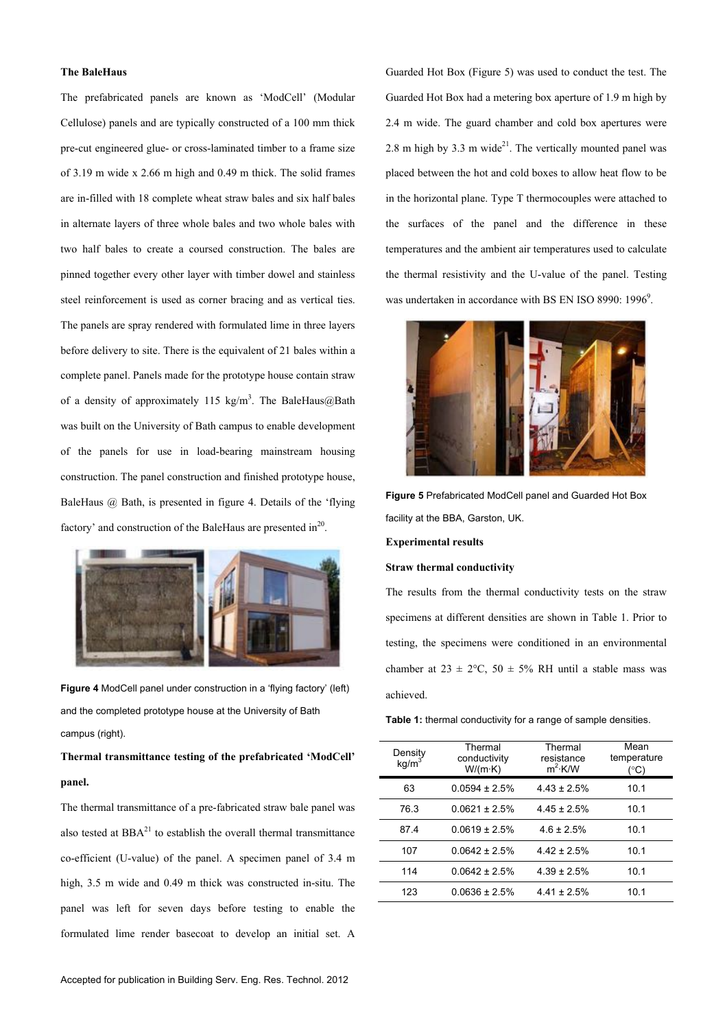**The BaleHaus**

The prefabricated panels are known as 'ModCell' (Modular Cellulose) panels and are typically constructed of a 100 mm thick pre-cut engineered glue- or cross-laminated timber to a frame size of 3.19 m wide x 2.66 m high and 0.49 m thick. The solid frames are in-filled with 18 complete wheat straw bales and six half bales in alternate layers of three whole bales and two whole bales with two half bales to create a coursed construction. The bales are pinned together every other layer with timber dowel and stainless steel reinforcement is used as corner bracing and as vertical ties. The panels are spray rendered with formulated lime in three layers before delivery to site. There is the equivalent of 21 bales within a complete panel. Panels made for the prototype house contain straw of a density of approximately 115 kg/m$^3$. The BaleHaus@Bath was built on the University of Bath campus to enable development of the panels for use in load-bearing mainstream housing construction. The panel construction and finished prototype house, BaleHaus @ Bath, is presented in figure 4. Details of the 'flying factory' and construction of the BaleHaus are presented in[20].

**Figure 4** ModCell panel under construction in a 'flying factory' (left) and the completed prototype house at the University of Bath campus (right).

**Thermal transmittance testing of the prefabricated 'ModCell' panel.**

The thermal transmittance of a pre-fabricated straw bale panel was also tested at BBA[21] to establish the overall thermal transmittance co-efficient (U-value) of the panel. A specimen panel of 3.4 m high, 3.5 m wide and 0.49 m thick was constructed in-situ. The panel was left for seven days before testing to enable the formulated lime render basecoat to develop an initial set. A Guarded Hot Box (Figure 5) was used to conduct the test. The Guarded Hot Box had a metering box aperture of 1.9 m high by 2.4 m wide. The guard chamber and cold box apertures were 2.8 m high by 3.3 m wide[21]. The vertically mounted panel was placed between the hot and cold boxes to allow heat flow to be in the horizontal plane. Type T thermocouples were attached to the surfaces of the panel and the difference in these temperatures and the ambient air temperatures used to calculate the thermal resistivity and the U-value of the panel. Testing was undertaken in accordance with BS EN ISO 8990: 1996[9].

**Figure 5** Prefabricated ModCell panel and Guarded Hot Box facility at the BBA, Garston, UK.

**Experimental results**

**Straw thermal conductivity**

The results from the thermal conductivity tests on the straw specimens at different densities are shown in Table 1. Prior to testing, the specimens were conditioned in an environmental chamber at 23 ± 2°C, 50 ± 5% RH until a stable mass was achieved.

**Table 1:** thermal conductivity for a range of sample densities.

| Density kg/m$^3$ | Thermal conductivity W/(m·K) | Thermal resistance m$^2$·K/W | Mean temperature (°C) |
|---|---|---|---|
| 63 | 0.0594 ± 2.5% | 4.43 ± 2.5% | 10.1 |
| 76.3 | 0.0621 ± 2.5% | 4.45 ± 2.5% | 10.1 |
| 87.4 | 0.0619 ± 2.5% | 4.6 ± 2.5% | 10.1 |
| 107 | 0.0642 ± 2.5% | 4.42 ± 2.5% | 10.1 |
| 114 | 0.0642 ± 2.5% | 4.39 ± 2.5% | 10.1 |
| 123 | 0.0636 ± 2.5% | 4.41 ± 2.5% | 10.1 |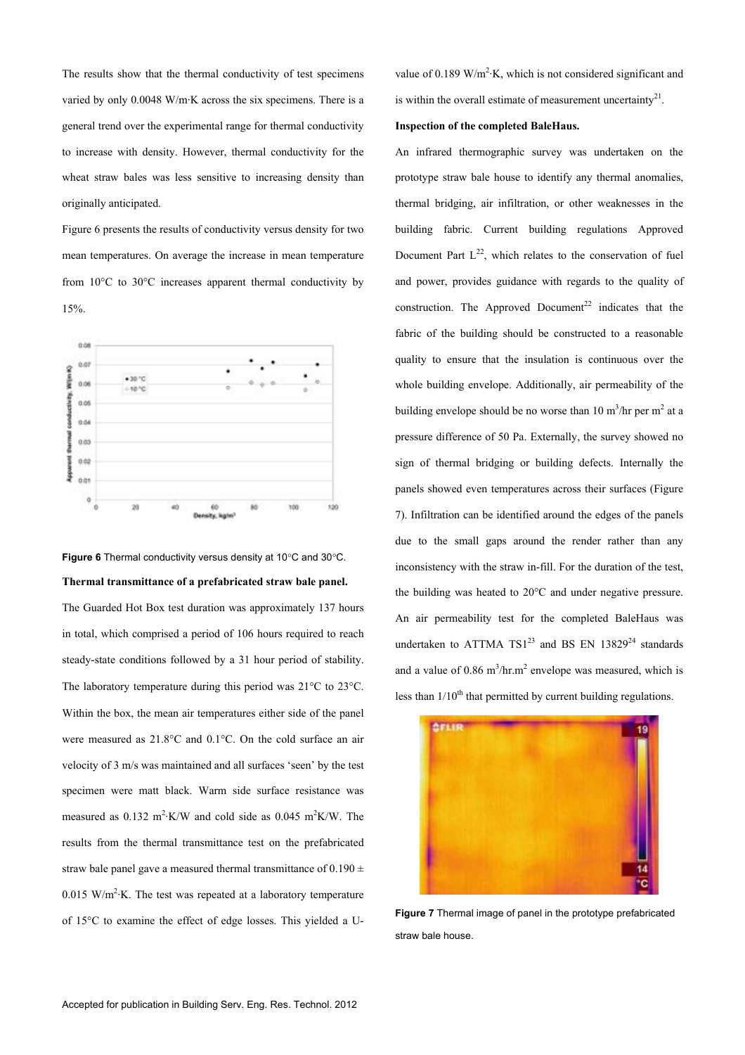The results show that the thermal conductivity of test specimens varied by only 0.0048 W/m·K across the six specimens. There is a general trend over the experimental range for thermal conductivity to increase with density. However, thermal conductivity for the wheat straw bales was less sensitive to increasing density than originally anticipated.

Figure 6 presents the results of conductivity versus density for two mean temperatures. On average the increase in mean temperature from 10°C to 30°C increases apparent thermal conductivity by 15%.

**Figure 6** Thermal conductivity versus density at 10°C and 30°C.

**Thermal transmittance of a prefabricated straw bale panel.**

The Guarded Hot Box test duration was approximately 137 hours in total, which comprised a period of 106 hours required to reach steady-state conditions followed by a 31 hour period of stability. The laboratory temperature during this period was 21°C to 23°C. Within the box, the mean air temperatures either side of the panel were measured as 21.8°C and 0.1°C. On the cold surface an air velocity of 3 m/s was maintained and all surfaces 'seen' by the test specimen were matt black. Warm side surface resistance was measured as 0.132 $m^2 \cdot K/W$ and cold side as 0.045 $m^2 K/W$. The results from the thermal transmittance test on the prefabricated straw bale panel gave a measured thermal transmittance of $0.190 \pm 0.015$ $W/m^2 \cdot K$. The test was repeated at a laboratory temperature of 15°C to examine the effect of edge losses. This yielded a U-value of 0.189 $W/m^2 \cdot K$, which is not considered significant and is within the overall estimate of measurement uncertainty[21].

**Inspection of the completed BaleHaus.**

An infrared thermographic survey was undertaken on the prototype straw bale house to identify any thermal anomalies, thermal bridging, air infiltration, or other weaknesses in the building fabric. Current building regulations Approved Document Part L[22], which relates to the conservation of fuel and power, provides guidance with regards to the quality of construction. The Approved Document[22] indicates that the fabric of the building should be constructed to a reasonable quality to ensure that the insulation is continuous over the whole building envelope. Additionally, air permeability of the building envelope should be no worse than 10 $m^3$/hr per $m^2$ at a pressure difference of 50 Pa. Externally, the survey showed no sign of thermal bridging or building defects. Internally the panels showed even temperatures across their surfaces (Figure 7). Infiltration can be identified around the edges of the panels due to the small gaps around the render rather than any inconsistency with the straw in-fill. For the duration of the test, the building was heated to 20°C and under negative pressure. An air permeability test for the completed BaleHaus was undertaken to ATTMA TS1[23] and BS EN 13829[24] standards and a value of 0.86 $m^3/hr.m^2$ envelope was measured, which is less than 1/10th that permitted by current building regulations.

**Figure 7** Thermal image of panel in the prototype prefabricated straw bale house.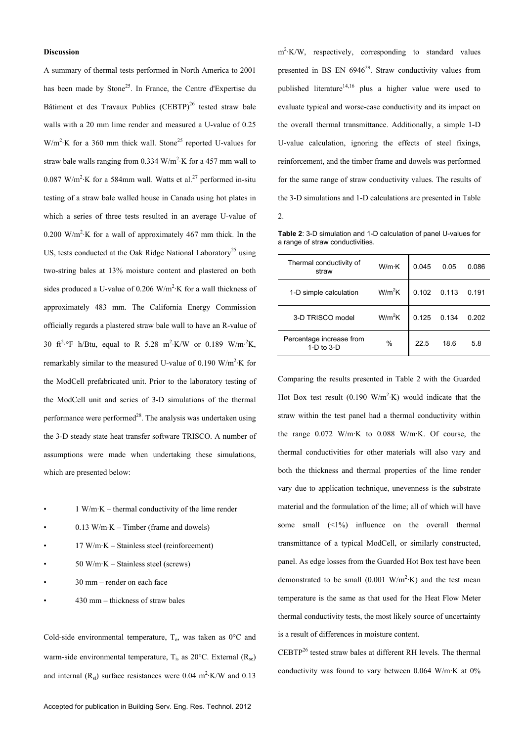### Discussion

A summary of thermal tests performed in North America to 2001 has been made by Stone[25]. In France, the Centre d'Expertise du Bâtiment et des Travaux Publics (CEBTP)[26] tested straw bale walls with a 20 mm lime render and measured a U-value of 0.25 W/m$^2$·K for a 360 mm thick wall. Stone[25] reported U-values for straw bale walls ranging from 0.334 W/m$^2$·K for a 457 mm wall to 0.087 W/m$^2$·K for a 584mm wall. Watts et al.[27] performed in-situ testing of a straw bale walled house in Canada using hot plates in which a series of three tests resulted in an average U-value of 0.200 W/m$^2$·K for a wall of approximately 467 mm thick. In the US, tests conducted at the Oak Ridge National Laboratory[25] using two-string bales at 13% moisture content and plastered on both sides produced a U-value of 0.206 W/m$^2$·K for a wall thickness of approximately 483 mm. The California Energy Commission officially regards a plastered straw bale wall to have an R-value of 30 ft$^2$·°F h/Btu, equal to R 5.28 m$^2$·K/W or 0.189 W/m$^{-2}$K, remarkably similar to the measured U-value of 0.190 W/m$^2$·K for the ModCell prefabricated unit. Prior to the laboratory testing of the ModCell unit and series of 3-D simulations of the thermal performance were performed[28]. The analysis was undertaken using the 3-D steady state heat transfer software TRISCO. A number of assumptions were made when undertaking these simulations, which are presented below:

- 1 W/m·K – thermal conductivity of the lime render
- 0.13 W/m·K – Timber (frame and dowels)
- 17 W/m·K – Stainless steel (reinforcement)
- 50 W/m·K – Stainless steel (screws)
- 30 mm – render on each face
- 430 mm – thickness of straw bales

Cold-side environmental temperature, $T_e$, was taken as 0°C and warm-side environmental temperature, $T_i$, as 20°C. External ($R_{se}$) and internal ($R_{si}$) surface resistances were 0.04 m$^2$·K/W and 0.13 m$^2$·K/W, respectively, corresponding to standard values presented in BS EN 6946[29]. Straw conductivity values from published literature[14,16] plus a higher value were used to evaluate typical and worse-case conductivity and its impact on the overall thermal transmittance. Additionally, a simple 1-D U-value calculation, ignoring the effects of steel fixings, reinforcement, and the timber frame and dowels was performed for the same range of straw conductivity values. The results of the 3-D simulations and 1-D calculations are presented in Table 2.

**Table 2**: 3-D simulation and 1-D calculation of panel U-values for a range of straw conductivities.

| Thermal conductivity of straw | W/m·K | 0.045 | 0.05 | 0.086 |
|---|---|---|---|---|
| 1-D simple calculation | W/m$^2$K | 0.102 | 0.113 | 0.191 |
| 3-D TRISCO model | W/m$^2$K | 0.125 | 0.134 | 0.202 |
| Percentage increase from 1-D to 3-D | % | 22.5 | 18.6 | 5.8 |

Comparing the results presented in Table 2 with the Guarded Hot Box test result (0.190 W/m$^2$·K) would indicate that the straw within the test panel had a thermal conductivity within the range 0.072 W/m·K to 0.088 W/m·K. Of course, the thermal conductivities for other materials will also vary and both the thickness and thermal properties of the lime render vary due to application technique, unevenness is the substrate material and the formulation of the lime; all of which will have some small (<1%) influence on the overall thermal transmittance of a typical ModCell, or similarly constructed, panel. As edge losses from the Guarded Hot Box test have been demonstrated to be small (0.001 W/m$^2$·K) and the test mean temperature is the same as that used for the Heat Flow Meter thermal conductivity tests, the most likely source of uncertainty is a result of differences in moisture content.

CEBTP[26] tested straw bales at different RH levels. The thermal conductivity was found to vary between 0.064 W/m·K at 0%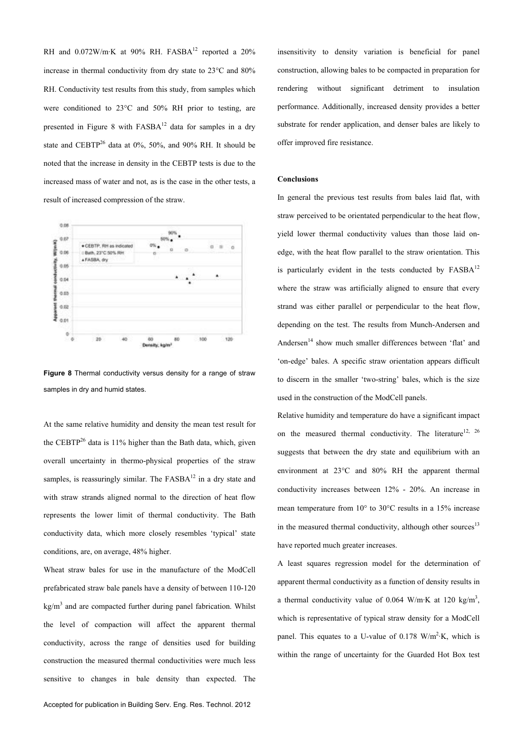RH and 0.072W/m·K at 90% RH. FASBA[12] reported a 20% increase in thermal conductivity from dry state to 23°C and 80% RH. Conductivity test results from this study, from samples which were conditioned to 23°C and 50% RH prior to testing, are presented in Figure 8 with FASBA[12] data for samples in a dry state and CEBTP[26] data at 0%, 50%, and 90% RH. It should be noted that the increase in density in the CEBTP tests is due to the increased mass of water and not, as is the case in the other tests, a result of increased compression of the straw.

**Figure 8** Thermal conductivity versus density for a range of straw samples in dry and humid states.

At the same relative humidity and density the mean test result for the CEBTP[26] data is 11% higher than the Bath data, which, given overall uncertainty in thermo-physical properties of the straw samples, is reassuringly similar. The FASBA[12] in a dry state and with straw strands aligned normal to the direction of heat flow represents the lower limit of thermal conductivity. The Bath conductivity data, which more closely resembles 'typical' state conditions, are, on average, 48% higher.

Wheat straw bales for use in the manufacture of the ModCell prefabricated straw bale panels have a density of between 110-120 $kg/m^3$ and are compacted further during panel fabrication. Whilst the level of compaction will affect the apparent thermal conductivity, across the range of densities used for building construction the measured thermal conductivities were much less sensitive to changes in bale density than expected. The insensitivity to density variation is beneficial for panel construction, allowing bales to be compacted in preparation for rendering without significant detriment to insulation performance. Additionally, increased density provides a better substrate for render application, and denser bales are likely to offer improved fire resistance.

## Conclusions

In general the previous test results from bales laid flat, with straw perceived to be orientated perpendicular to the heat flow, yield lower thermal conductivity values than those laid on-edge, with the heat flow parallel to the straw orientation. This is particularly evident in the tests conducted by FASBA[12] where the straw was artificially aligned to ensure that every strand was either parallel or perpendicular to the heat flow, depending on the test. The results from Munch-Andersen and Andersen[14] show much smaller differences between 'flat' and 'on-edge' bales. A specific straw orientation appears difficult to discern in the smaller 'two-string' bales, which is the size used in the construction of the ModCell panels.

Relative humidity and temperature do have a significant impact on the measured thermal conductivity. The literature[12, 26] suggests that between the dry state and equilibrium with an environment at 23°C and 80% RH the apparent thermal conductivity increases between 12% - 20%. An increase in mean temperature from 10° to 30°C results in a 15% increase in the measured thermal conductivity, although other sources[13] have reported much greater increases.

A least squares regression model for the determination of apparent thermal conductivity as a function of density results in a thermal conductivity value of 0.064 W/m·K at 120 $kg/m^3$, which is representative of typical straw density for a ModCell panel. This equates to a U-value of 0.178 $W/m^2 \cdot K$, which is within the range of uncertainty for the Guarded Hot Box test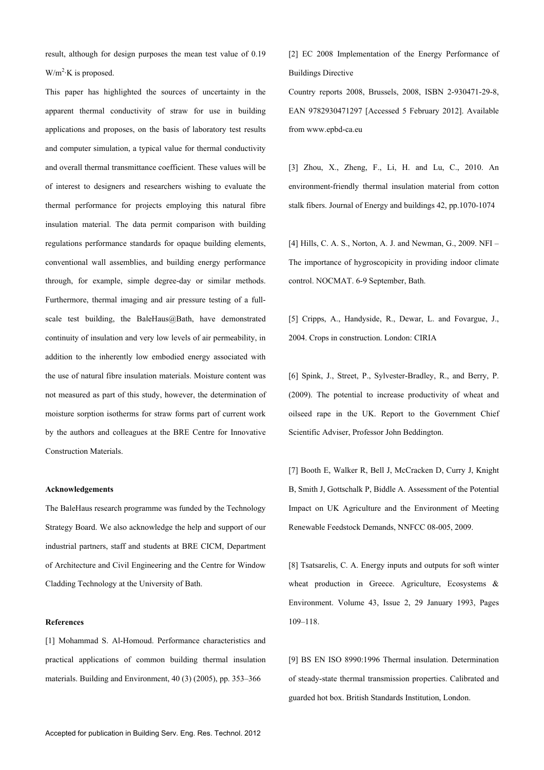result, although for design purposes the mean test value of 0.19 $W/m^2{\cdot}K$ is proposed.

This paper has highlighted the sources of uncertainty in the apparent thermal conductivity of straw for use in building applications and proposes, on the basis of laboratory test results and computer simulation, a typical value for thermal conductivity and overall thermal transmittance coefficient. These values will be of interest to designers and researchers wishing to evaluate the thermal performance for projects employing this natural fibre insulation material. The data permit comparison with building regulations performance standards for opaque building elements, conventional wall assemblies, and building energy performance through, for example, simple degree-day or similar methods. Furthermore, thermal imaging and air pressure testing of a full-scale test building, the BaleHaus@Bath, have demonstrated continuity of insulation and very low levels of air permeability, in addition to the inherently low embodied energy associated with the use of natural fibre insulation materials. Moisture content was not measured as part of this study, however, the determination of moisture sorption isotherms for straw forms part of current work by the authors and colleagues at the BRE Centre for Innovative Construction Materials.

#### Acknowledgements

The BaleHaus research programme was funded by the Technology Strategy Board. We also acknowledge the help and support of our industrial partners, staff and students at BRE CICM, Department of Architecture and Civil Engineering and the Centre for Window Cladding Technology at the University of Bath.

#### References

[1] Mohammad S. Al-Homoud. Performance characteristics and practical applications of common building thermal insulation materials. Building and Environment, 40 (3) (2005), pp. 353–366

[2] EC 2008 Implementation of the Energy Performance of Buildings Directive

Country reports 2008, Brussels, 2008, ISBN 2-930471-29-8, EAN 9782930471297 [Accessed 5 February 2012]. Available from www.epbd-ca.eu

[3] Zhou, X., Zheng, F., Li, H. and Lu, C., 2010. An environment-friendly thermal insulation material from cotton stalk fibers. Journal of Energy and buildings 42, pp.1070-1074

[4] Hills, C. A. S., Norton, A. J. and Newman, G., 2009. NFI – The importance of hygroscopicity in providing indoor climate control. NOCMAT. 6-9 September, Bath.

[5] Cripps, A., Handyside, R., Dewar, L. and Fovargue, J., 2004. Crops in construction. London: CIRIA

[6] Spink, J., Street, P., Sylvester-Bradley, R., and Berry, P. (2009). The potential to increase productivity of wheat and oilseed rape in the UK. Report to the Government Chief Scientific Adviser, Professor John Beddington.

[7] Booth E, Walker R, Bell J, McCracken D, Curry J, Knight B, Smith J, Gottschalk P, Biddle A. Assessment of the Potential Impact on UK Agriculture and the Environment of Meeting Renewable Feedstock Demands, NNFCC 08-005, 2009.

[8] Tsatsarelis, C. A. Energy inputs and outputs for soft winter wheat production in Greece. Agriculture, Ecosystems & Environment. Volume 43, Issue 2, 29 January 1993, Pages 109–118.

[9] BS EN ISO 8990:1996 Thermal insulation. Determination of steady-state thermal transmission properties. Calibrated and guarded hot box. British Standards Institution, London.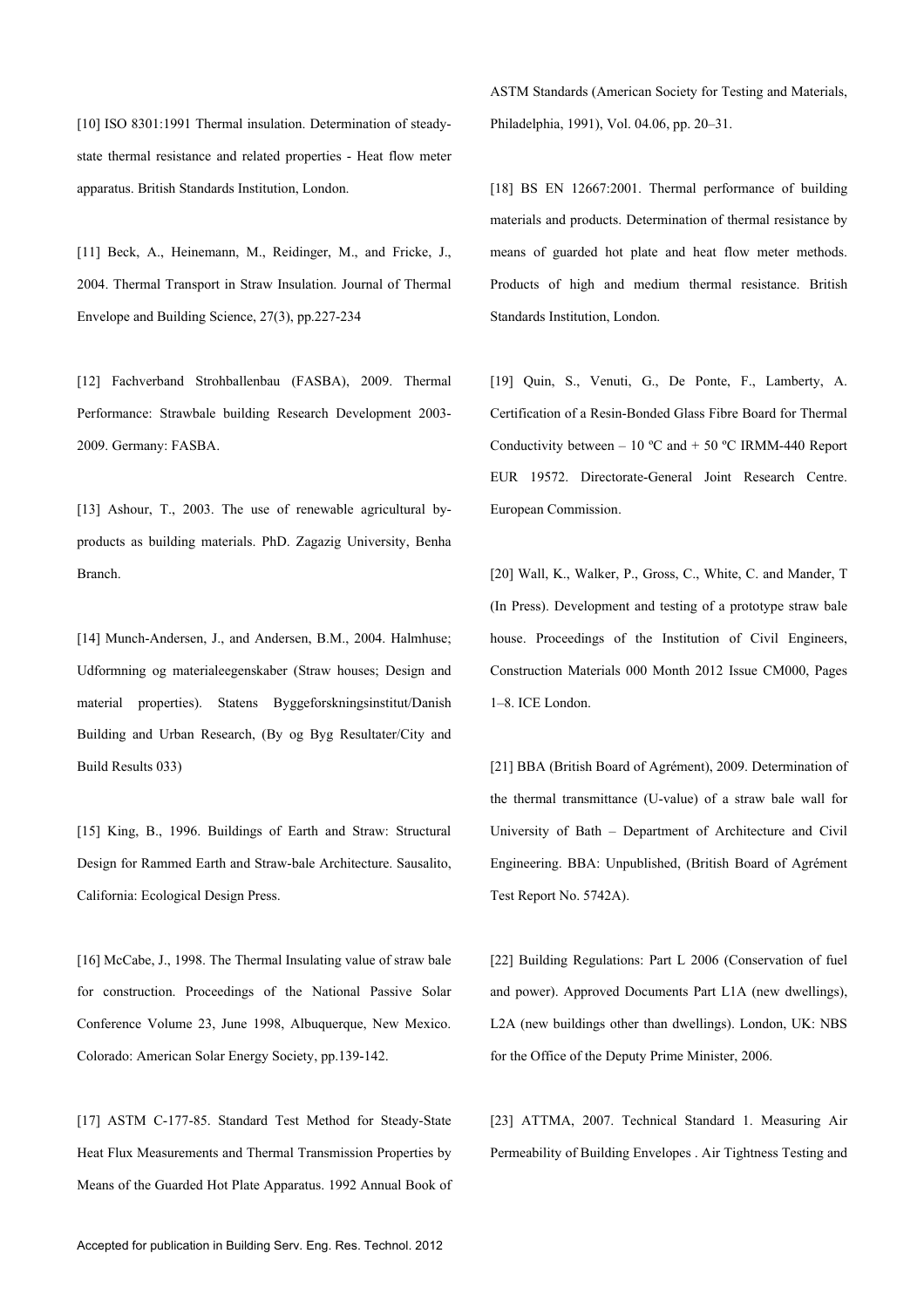[10] ISO 8301:1991 Thermal insulation. Determination of steady-state thermal resistance and related properties - Heat flow meter apparatus. British Standards Institution, London.

[11] Beck, A., Heinemann, M., Reidinger, M., and Fricke, J., 2004. Thermal Transport in Straw Insulation. Journal of Thermal Envelope and Building Science, 27(3), pp.227-234

[12] Fachverband Strohballenbau (FASBA), 2009. Thermal Performance: Strawbale building Research Development 2003-2009. Germany: FASBA.

[13] Ashour, T., 2003. The use of renewable agricultural by-products as building materials. PhD. Zagazig University, Benha Branch.

[14] Munch-Andersen, J., and Andersen, B.M., 2004. Halmhuse; Udformning og materialeegenskaber (Straw houses; Design and material properties). Statens Byggeforskningsinstitut/Danish Building and Urban Research, (By og Byg Resultater/City and Build Results 033)

[15] King, B., 1996. Buildings of Earth and Straw: Structural Design for Rammed Earth and Straw-bale Architecture. Sausalito, California: Ecological Design Press.

[16] McCabe, J., 1998. The Thermal Insulating value of straw bale for construction. Proceedings of the National Passive Solar Conference Volume 23, June 1998, Albuquerque, New Mexico. Colorado: American Solar Energy Society, pp.139-142.

[17] ASTM C-177-85. Standard Test Method for Steady-State Heat Flux Measurements and Thermal Transmission Properties by Means of the Guarded Hot Plate Apparatus. 1992 Annual Book of ASTM Standards (American Society for Testing and Materials, Philadelphia, 1991), Vol. 04.06, pp. 20–31.

[18] BS EN 12667:2001. Thermal performance of building materials and products. Determination of thermal resistance by means of guarded hot plate and heat flow meter methods. Products of high and medium thermal resistance. British Standards Institution, London.

[19] Quin, S., Venuti, G., De Ponte, F., Lamberty, A. Certification of a Resin-Bonded Glass Fibre Board for Thermal Conductivity between – 10 ºC and + 50 ºC IRMM-440 Report EUR 19572. Directorate-General Joint Research Centre. European Commission.

[20] Wall, K., Walker, P., Gross, C., White, C. and Mander, T (In Press). Development and testing of a prototype straw bale house. Proceedings of the Institution of Civil Engineers, Construction Materials 000 Month 2012 Issue CM000, Pages 1–8. ICE London.

[21] BBA (British Board of Agrément), 2009. Determination of the thermal transmittance (U-value) of a straw bale wall for University of Bath – Department of Architecture and Civil Engineering. BBA: Unpublished, (British Board of Agrément Test Report No. 5742A).

[22] Building Regulations: Part L 2006 (Conservation of fuel and power). Approved Documents Part L1A (new dwellings), L2A (new buildings other than dwellings). London, UK: NBS for the Office of the Deputy Prime Minister, 2006.

[23] ATTMA, 2007. Technical Standard 1. Measuring Air Permeability of Building Envelopes . Air Tightness Testing and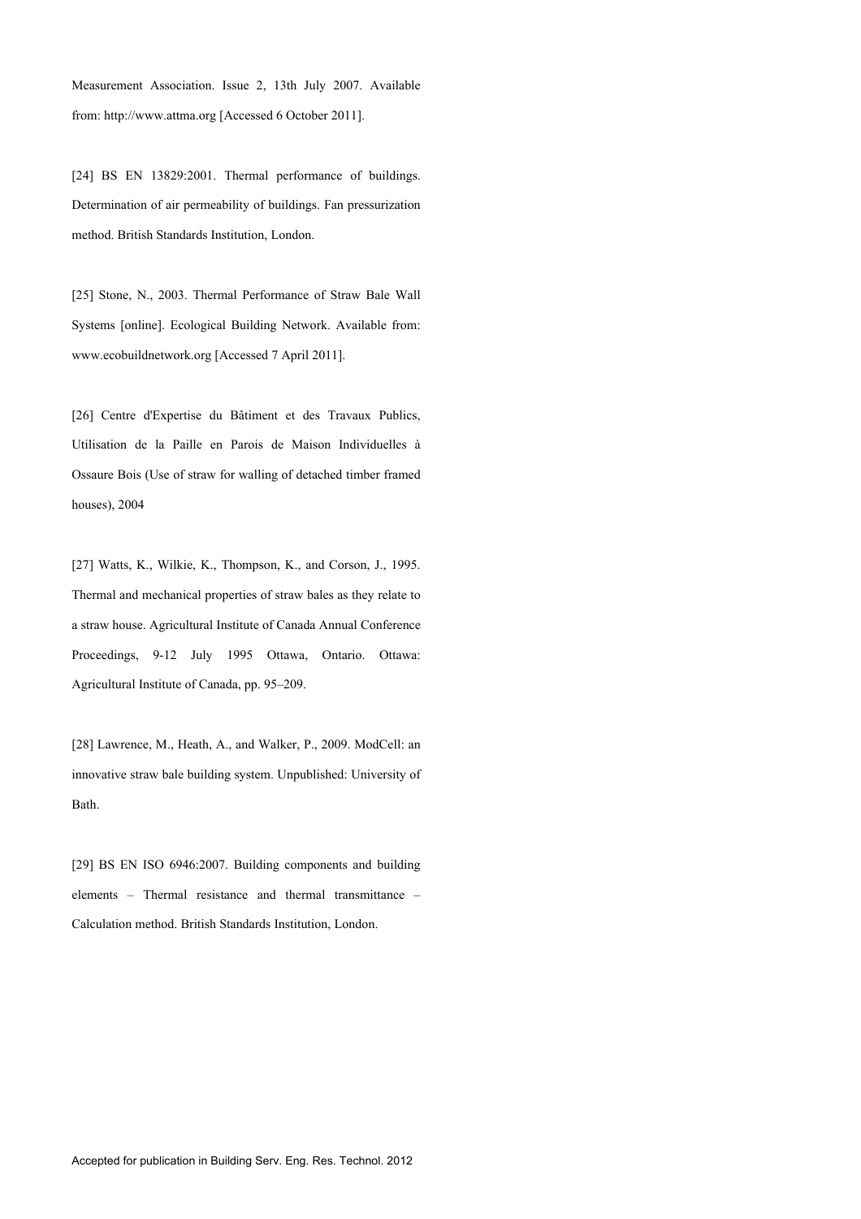Measurement Association. Issue 2, 13th July 2007. Available from: http://www.attma.org [Accessed 6 October 2011].

[24] BS EN 13829:2001. Thermal performance of buildings. Determination of air permeability of buildings. Fan pressurization method. British Standards Institution, London.

[25] Stone, N., 2003. Thermal Performance of Straw Bale Wall Systems [online]. Ecological Building Network. Available from: www.ecobuildnetwork.org [Accessed 7 April 2011].

[26] Centre d'Expertise du Bâtiment et des Travaux Publics, Utilisation de la Paille en Parois de Maison Individuelles à Ossaure Bois (Use of straw for walling of detached timber framed houses), 2004

[27] Watts, K., Wilkie, K., Thompson, K., and Corson, J., 1995. Thermal and mechanical properties of straw bales as they relate to a straw house. Agricultural Institute of Canada Annual Conference Proceedings, 9-12 July 1995 Ottawa, Ontario. Ottawa: Agricultural Institute of Canada, pp. 95–209.

[28] Lawrence, M., Heath, A., and Walker, P., 2009. ModCell: an innovative straw bale building system. Unpublished: University of Bath.

[29] BS EN ISO 6946:2007. Building components and building elements – Thermal resistance and thermal transmittance – Calculation method. British Standards Institution, London.